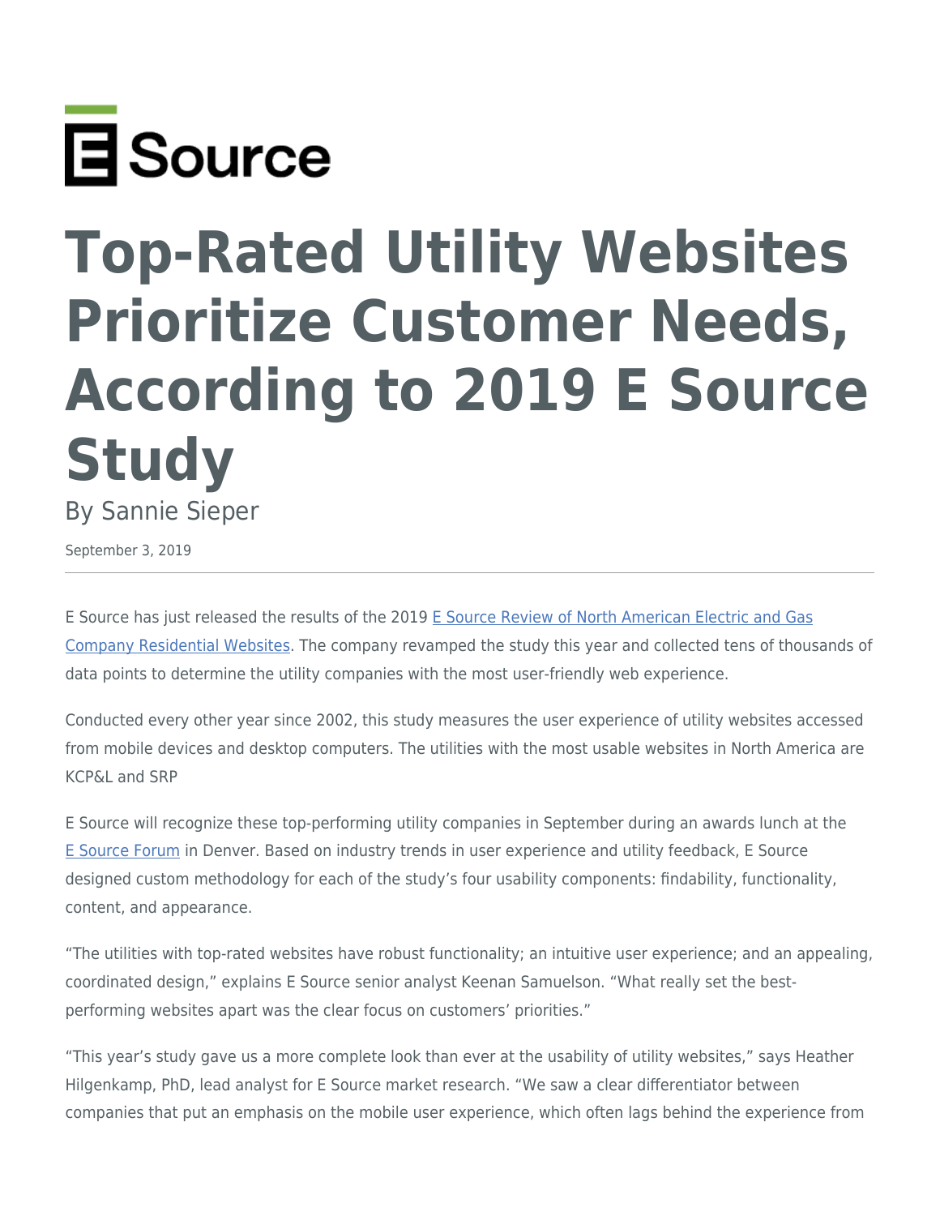E Source

# Top-Rated Utility Websites Prioritize Customer Needs, According to 2019 E Source Study

By Sannie Sieper

September 3, 2019

---

E Source has just released the results of the 2019 [E Source Review of North American Electric and Gas Company Residential Websites](). The company revamped the study this year and collected tens of thousands of data points to determine the utility companies with the most user-friendly web experience.

Conducted every other year since 2002, this study measures the user experience of utility websites accessed from mobile devices and desktop computers. The utilities with the most usable websites in North America are KCP&L and SRP

E Source will recognize these top-performing utility companies in September during an awards lunch at the [E Source Forum]() in Denver. Based on industry trends in user experience and utility feedback, E Source designed custom methodology for each of the study's four usability components: findability, functionality, content, and appearance.

"The utilities with top-rated websites have robust functionality; an intuitive user experience; and an appealing, coordinated design," explains E Source senior analyst Keenan Samuelson. "What really set the best-performing websites apart was the clear focus on customers' priorities."

"This year's study gave us a more complete look than ever at the usability of utility websites," says Heather Hilgenkamp, PhD, lead analyst for E Source market research. "We saw a clear differentiator between companies that put an emphasis on the mobile user experience, which often lags behind the experience from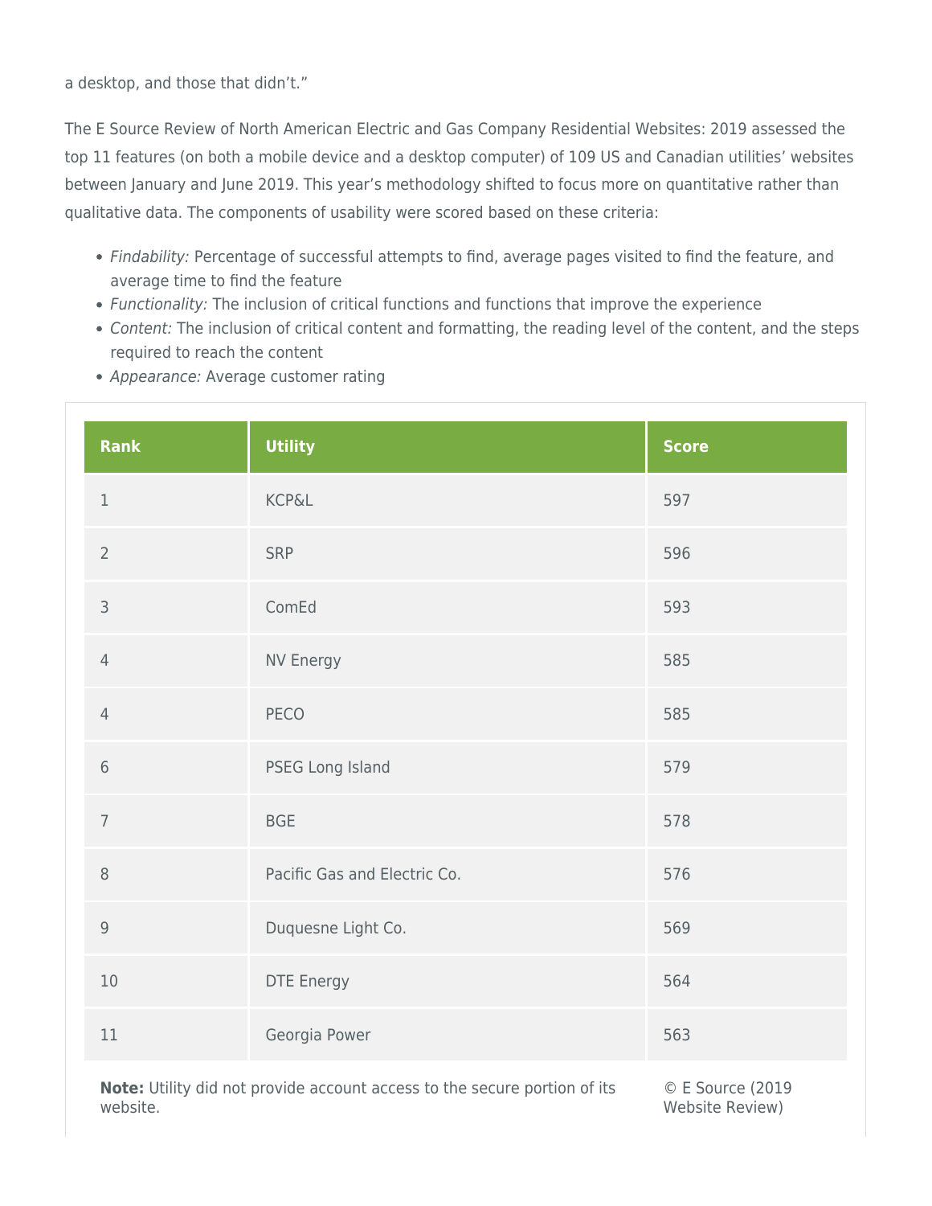a desktop, and those that didn't."

The E Source Review of North American Electric and Gas Company Residential Websites: 2019 assessed the top 11 features (on both a mobile device and a desktop computer) of 109 US and Canadian utilities' websites between January and June 2019. This year's methodology shifted to focus more on quantitative rather than qualitative data. The components of usability were scored based on these criteria:

- *Findability:* Percentage of successful attempts to find, average pages visited to find the feature, and average time to find the feature
- *Functionality:* The inclusion of critical functions and functions that improve the experience
- *Content:* The inclusion of critical content and formatting, the reading level of the content, and the steps required to reach the content
- *Appearance:* Average customer rating

| Rank | Utility | Score |
|---|---|---|
| 1 | KCP&L | 597 |
| 2 | SRP | 596 |
| 3 | ComEd | 593 |
| 4 | NV Energy | 585 |
| 4 | PECO | 585 |
| 6 | PSEG Long Island | 579 |
| 7 | BGE | 578 |
| 8 | Pacific Gas and Electric Co. | 576 |
| 9 | Duquesne Light Co. | 569 |
| 10 | DTE Energy | 564 |
| 11 | Georgia Power | 563 |

**Note:** Utility did not provide account access to the secure portion of its website.

© E Source (2019 Website Review)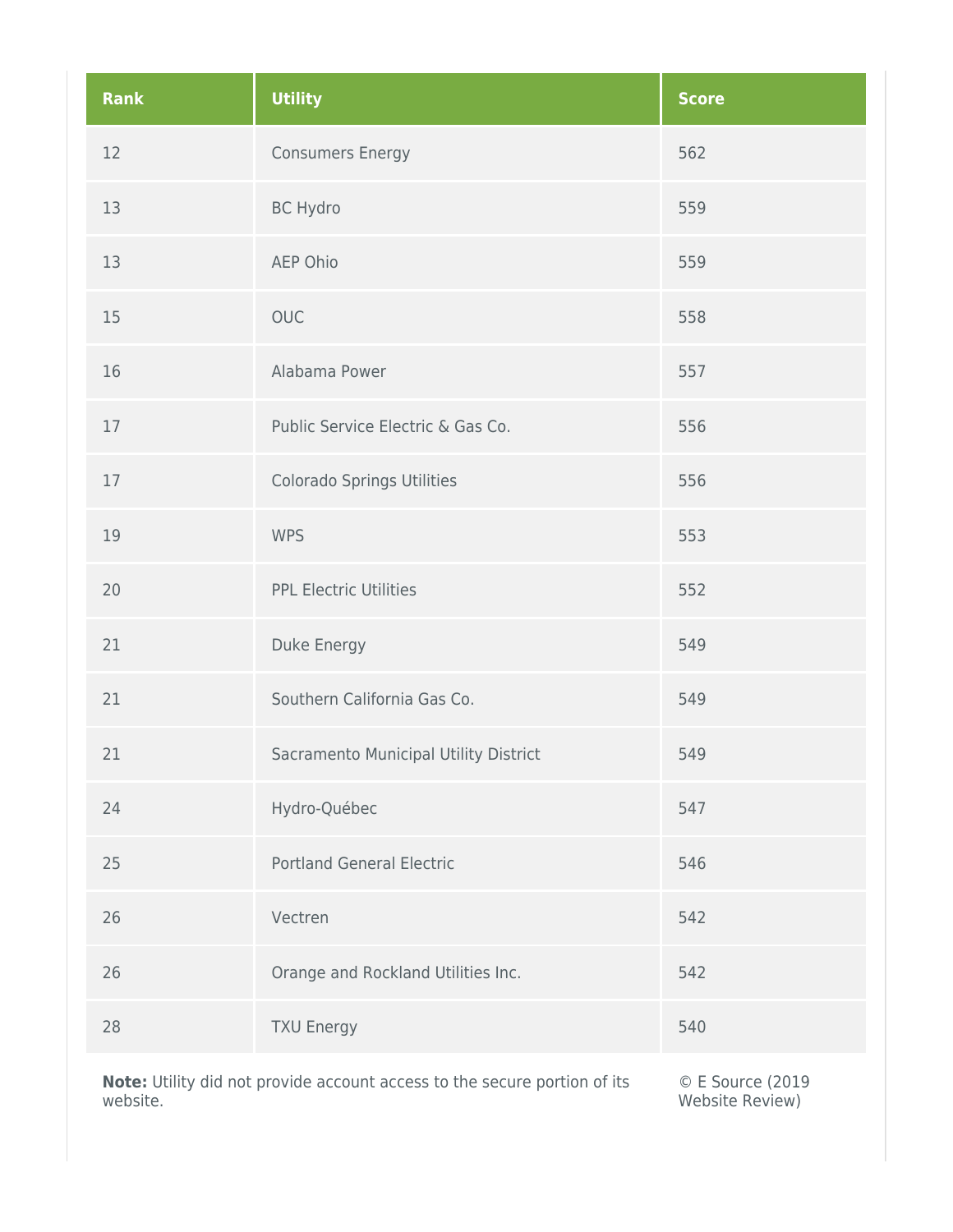| Rank | Utility | Score |
| --- | --- | --- |
| 12 | Consumers Energy | 562 |
| 13 | BC Hydro | 559 |
| 13 | AEP Ohio | 559 |
| 15 | OUC | 558 |
| 16 | Alabama Power | 557 |
| 17 | Public Service Electric & Gas Co. | 556 |
| 17 | Colorado Springs Utilities | 556 |
| 19 | WPS | 553 |
| 20 | PPL Electric Utilities | 552 |
| 21 | Duke Energy | 549 |
| 21 | Southern California Gas Co. | 549 |
| 21 | Sacramento Municipal Utility District | 549 |
| 24 | Hydro-Québec | 547 |
| 25 | Portland General Electric | 546 |
| 26 | Vectren | 542 |
| 26 | Orange and Rockland Utilities Inc. | 542 |
| 28 | TXU Energy | 540 |

**Note:** Utility did not provide account access to the secure portion of its website.

© E Source (2019 Website Review)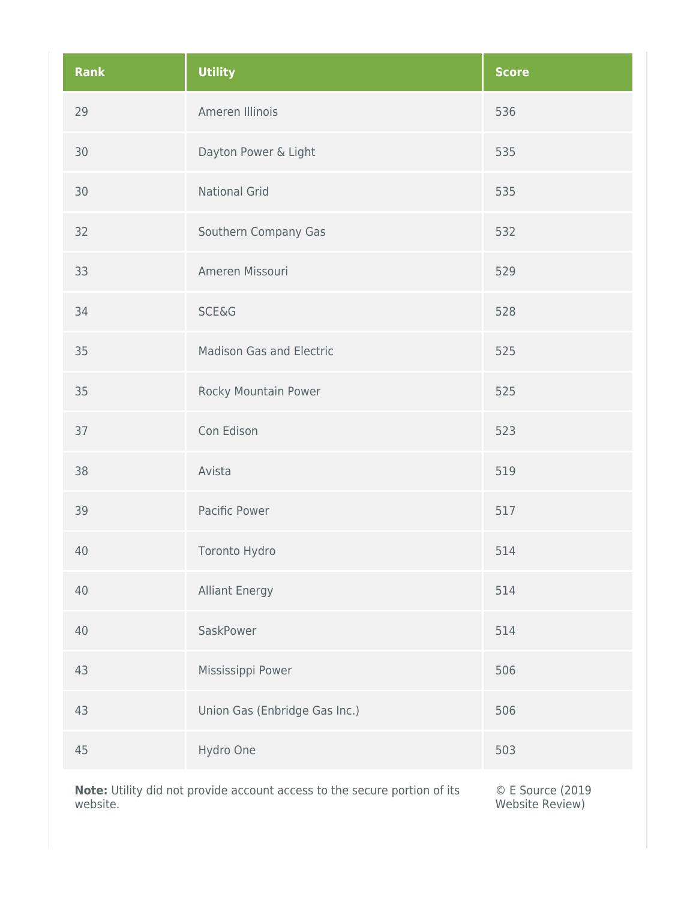| Rank | Utility | Score |
|---|---|---|
| 29 | Ameren Illinois | 536 |
| 30 | Dayton Power & Light | 535 |
| 30 | National Grid | 535 |
| 32 | Southern Company Gas | 532 |
| 33 | Ameren Missouri | 529 |
| 34 | SCE&G | 528 |
| 35 | Madison Gas and Electric | 525 |
| 35 | Rocky Mountain Power | 525 |
| 37 | Con Edison | 523 |
| 38 | Avista | 519 |
| 39 | Pacific Power | 517 |
| 40 | Toronto Hydro | 514 |
| 40 | Alliant Energy | 514 |
| 40 | SaskPower | 514 |
| 43 | Mississippi Power | 506 |
| 43 | Union Gas (Enbridge Gas Inc.) | 506 |
| 45 | Hydro One | 503 |

**Note:** Utility did not provide account access to the secure portion of its website.

© E Source (2019 Website Review)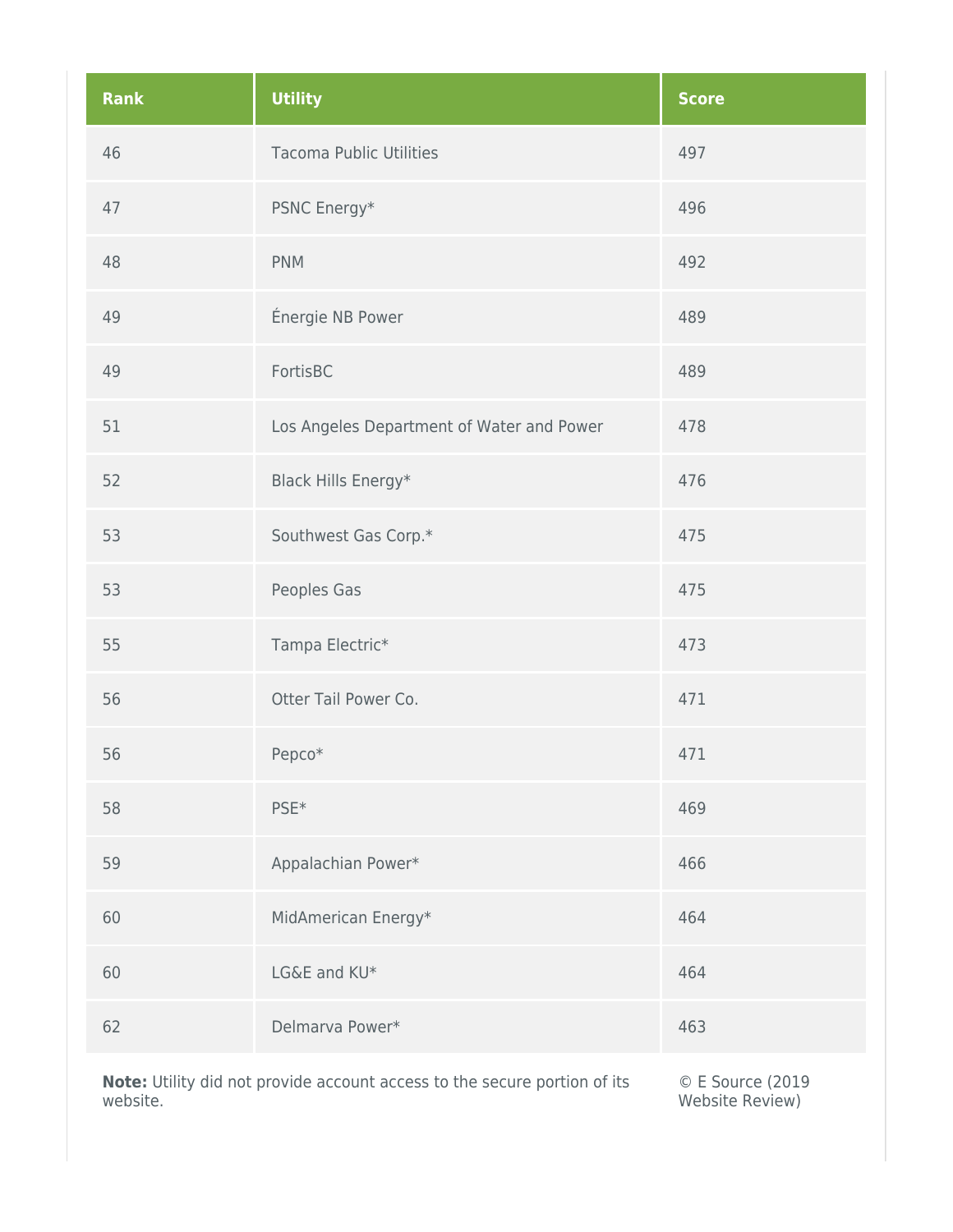| Rank | Utility | Score |
|---|---|---|
| 46 | Tacoma Public Utilities | 497 |
| 47 | PSNC Energy* | 496 |
| 48 | PNM | 492 |
| 49 | Énergie NB Power | 489 |
| 49 | FortisBC | 489 |
| 51 | Los Angeles Department of Water and Power | 478 |
| 52 | Black Hills Energy* | 476 |
| 53 | Southwest Gas Corp.* | 475 |
| 53 | Peoples Gas | 475 |
| 55 | Tampa Electric* | 473 |
| 56 | Otter Tail Power Co. | 471 |
| 56 | Pepco* | 471 |
| 58 | PSE* | 469 |
| 59 | Appalachian Power* | 466 |
| 60 | MidAmerican Energy* | 464 |
| 60 | LG&E and KU* | 464 |
| 62 | Delmarva Power* | 463 |

**Note:** Utility did not provide account access to the secure portion of its website.

© E Source (2019 Website Review)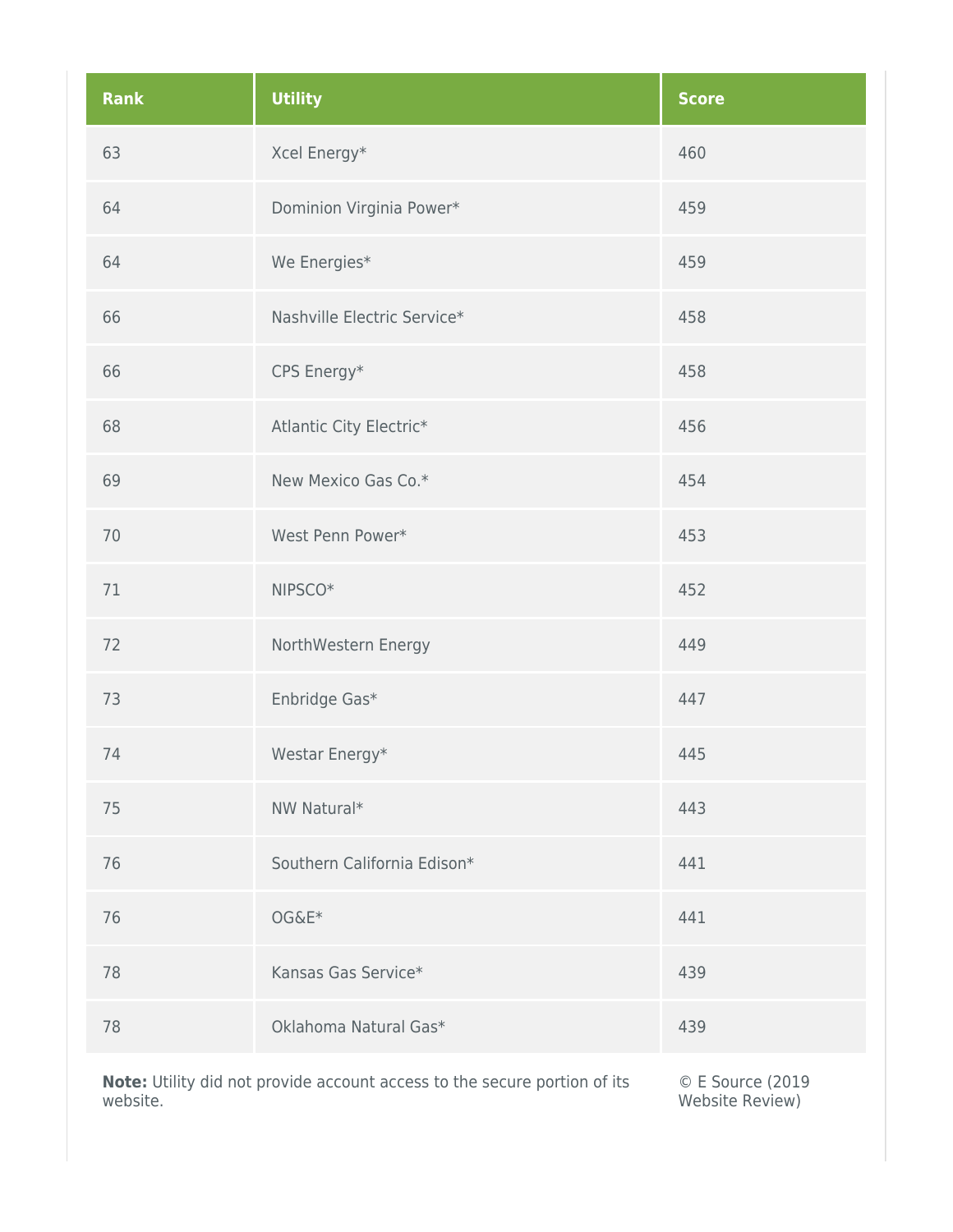| Rank | Utility | Score |
|---|---|---|
| 63 | Xcel Energy* | 460 |
| 64 | Dominion Virginia Power* | 459 |
| 64 | We Energies* | 459 |
| 66 | Nashville Electric Service* | 458 |
| 66 | CPS Energy* | 458 |
| 68 | Atlantic City Electric* | 456 |
| 69 | New Mexico Gas Co.* | 454 |
| 70 | West Penn Power* | 453 |
| 71 | NIPSCO* | 452 |
| 72 | NorthWestern Energy | 449 |
| 73 | Enbridge Gas* | 447 |
| 74 | Westar Energy* | 445 |
| 75 | NW Natural* | 443 |
| 76 | Southern California Edison* | 441 |
| 76 | OG&E* | 441 |
| 78 | Kansas Gas Service* | 439 |
| 78 | Oklahoma Natural Gas* | 439 |

**Note:** Utility did not provide account access to the secure portion of its website.

© E Source (2019 Website Review)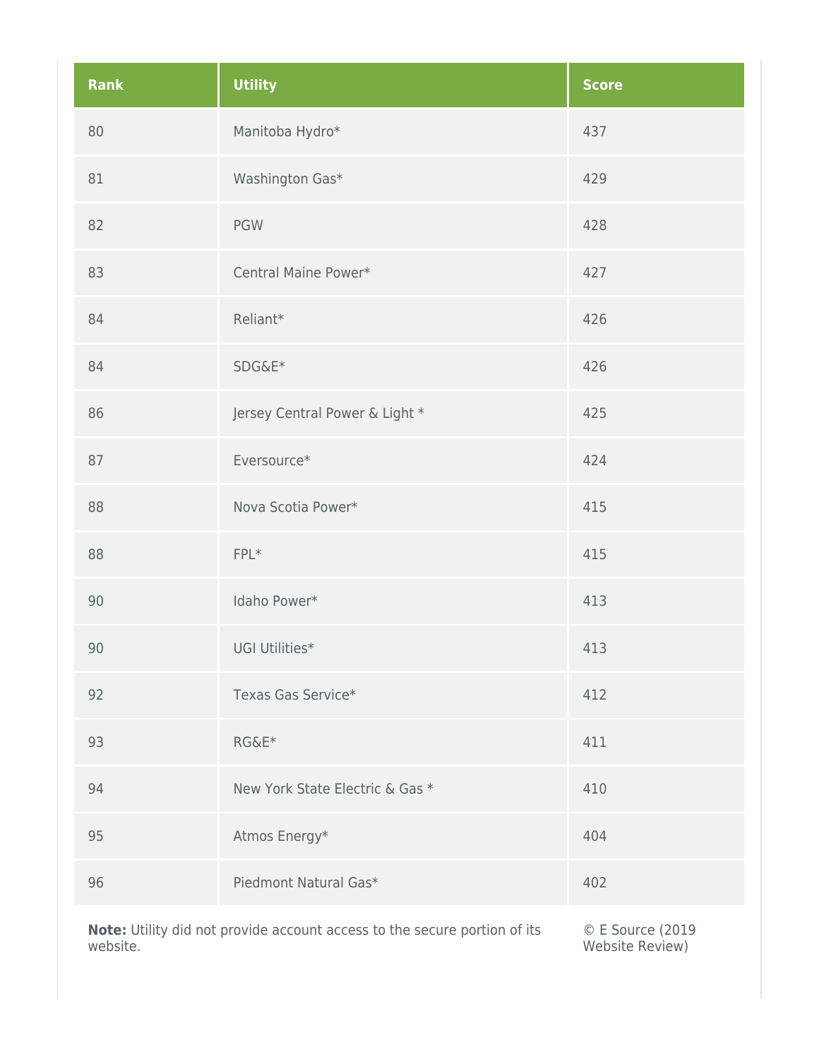| Rank | Utility | Score |
| --- | --- | --- |
| 80 | Manitoba Hydro* | 437 |
| 81 | Washington Gas* | 429 |
| 82 | PGW | 428 |
| 83 | Central Maine Power* | 427 |
| 84 | Reliant* | 426 |
| 84 | SDG&E* | 426 |
| 86 | Jersey Central Power & Light * | 425 |
| 87 | Eversource* | 424 |
| 88 | Nova Scotia Power* | 415 |
| 88 | FPL* | 415 |
| 90 | Idaho Power* | 413 |
| 90 | UGI Utilities* | 413 |
| 92 | Texas Gas Service* | 412 |
| 93 | RG&E* | 411 |
| 94 | New York State Electric & Gas * | 410 |
| 95 | Atmos Energy* | 404 |
| 96 | Piedmont Natural Gas* | 402 |

**Note:** Utility did not provide account access to the secure portion of its website.

© E Source (2019 Website Review)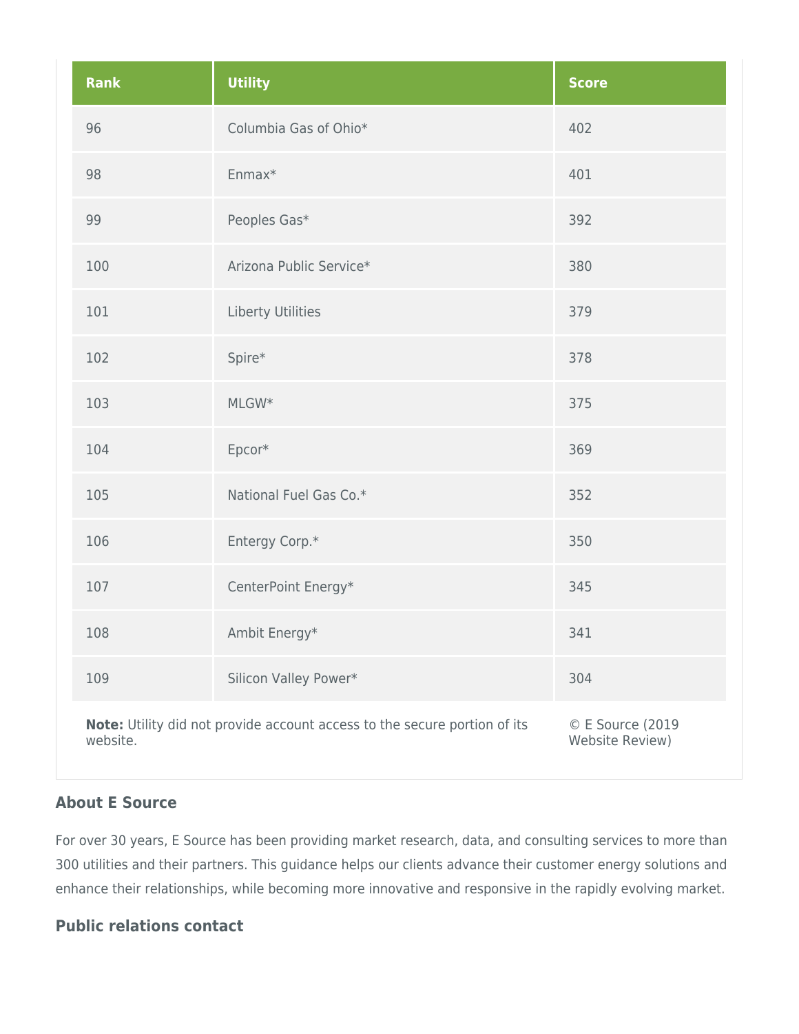| Rank | Utility | Score |
| --- | --- | --- |
| 96 | Columbia Gas of Ohio* | 402 |
| 98 | Enmax* | 401 |
| 99 | Peoples Gas* | 392 |
| 100 | Arizona Public Service* | 380 |
| 101 | Liberty Utilities | 379 |
| 102 | Spire* | 378 |
| 103 | MLGW* | 375 |
| 104 | Epcor* | 369 |
| 105 | National Fuel Gas Co.* | 352 |
| 106 | Entergy Corp.* | 350 |
| 107 | CenterPoint Energy* | 345 |
| 108 | Ambit Energy* | 341 |
| 109 | Silicon Valley Power* | 304 |

**Note:** Utility did not provide account access to the secure portion of its website.

© E Source (2019 Website Review)

### About E Source

For over 30 years, E Source has been providing market research, data, and consulting services to more than 300 utilities and their partners. This guidance helps our clients advance their customer energy solutions and enhance their relationships, while becoming more innovative and responsive in the rapidly evolving market.

### Public relations contact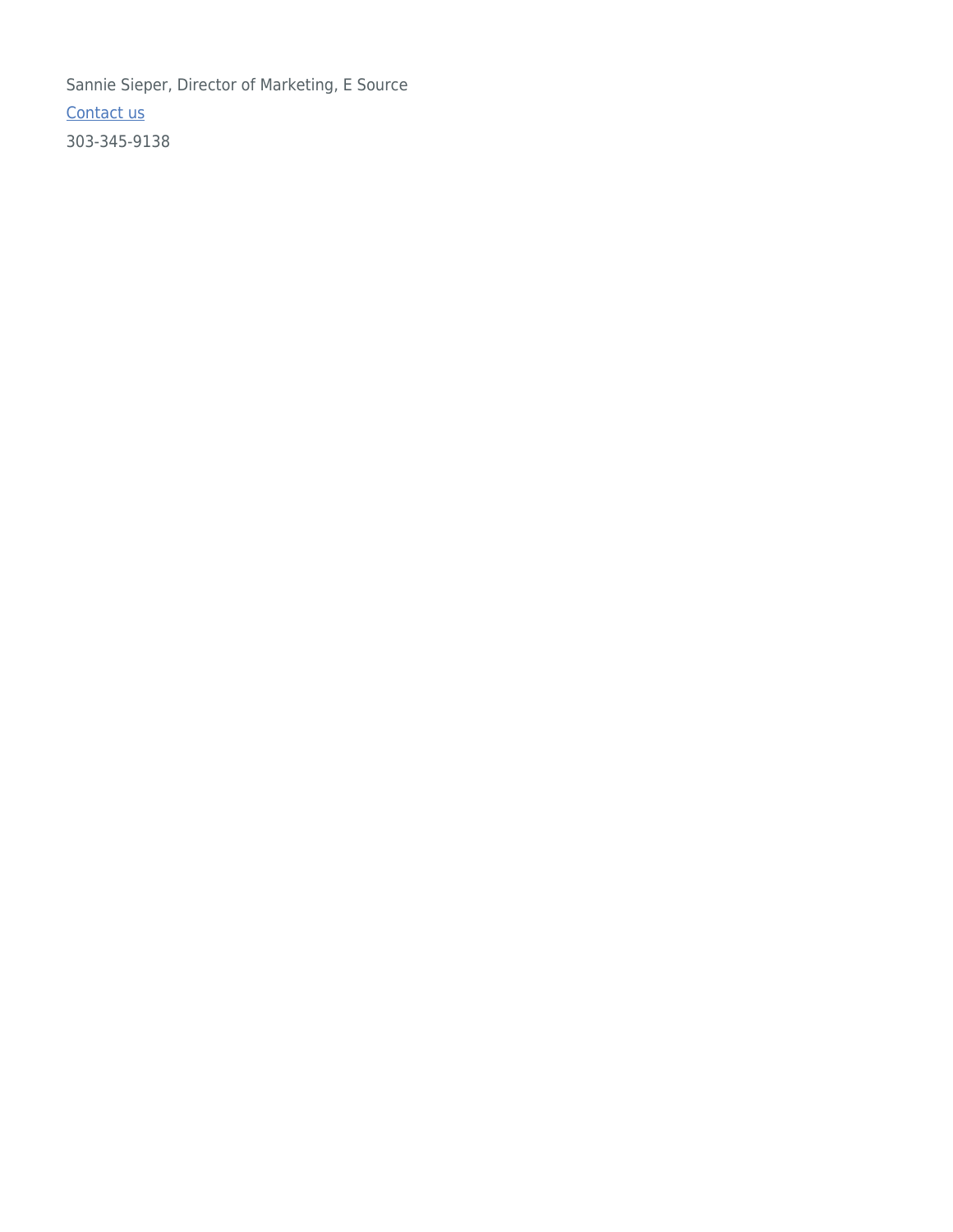Sannie Sieper, Director of Marketing, E Source

Contact us

303-345-9138